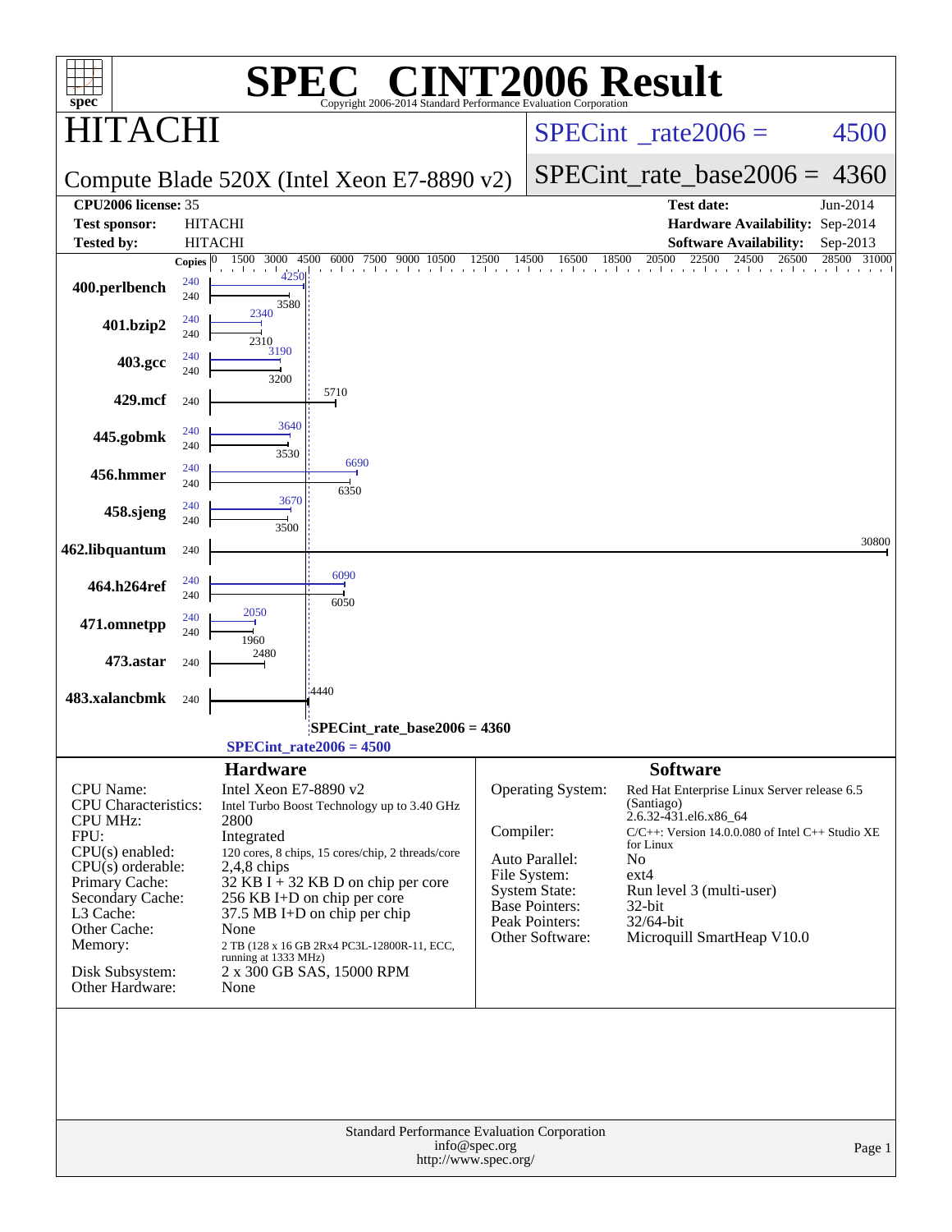# SPEC CINT2006 Result

Copyright 2006-2014 Standard Performance Evaluation Corporation

## HITACHI

## Compute Blade 520X (Intel Xeon E7-8890 v2)

SPECint_rate2006 = 4500

SPECint_rate_base2006 = 4360

| | | | |
|---|---|---|---|
| **CPU2006 license:** 35 | | **Test date:** | Jun-2014 |
| **Test sponsor:** | HITACHI | **Hardware Availability:** | Sep-2014 |
| **Tested by:** | HITACHI | **Software Availability:** | Sep-2013 |

| Benchmark | Copies | Peak | Base |
|---|---|---|---|
| 400.perlbench | 240 | 4250 | 3580 |
| 401.bzip2 | 240 | 2340 | 2310 |
| 403.gcc | 240 | 3190 | 3200 |
| 429.mcf | 240 | | 5710 |
| 445.gobmk | 240 | 3640 | 3530 |
| 456.hmmer | 240 | 6690 | 6350 |
| 458.sjeng | 240 | 3670 | 3500 |
| 462.libquantum | 240 | | 30800 |
| 464.h264ref | 240 | 6090 | 6050 |
| 471.omnetpp | 240 | 2050 | 1960 |
| 473.astar | 240 | | 2480 |
| 483.xalancbmk | 240 | | 4440 |

SPECint_rate_base2006 = 4360

SPECint_rate2006 = 4500

## Hardware

| | |
|---|---|
| CPU Name: | Intel Xeon E7-8890 v2 |
| CPU Characteristics: | Intel Turbo Boost Technology up to 3.40 GHz |
| CPU MHz: | 2800 |
| FPU: | Integrated |
| CPU(s) enabled: | 120 cores, 8 chips, 15 cores/chip, 2 threads/core |
| CPU(s) orderable: | 2,4,8 chips |
| Primary Cache: | 32 KB I + 32 KB D on chip per core |
| Secondary Cache: | 256 KB I+D on chip per core |
| L3 Cache: | 37.5 MB I+D on chip per chip |
| Other Cache: | None |
| Memory: | 2 TB (128 x 16 GB 2Rx4 PC3L-12800R-11, ECC, running at 1333 MHz) |
| Disk Subsystem: | 2 x 300 GB SAS, 15000 RPM |
| Other Hardware: | None |

## Software

| | |
|---|---|
| Operating System: | Red Hat Enterprise Linux Server release 6.5 (Santiago) 2.6.32-431.el6.x86_64 |
| Compiler: | C/C++: Version 14.0.0.080 of Intel C++ Studio XE for Linux |
| Auto Parallel: | No |
| File System: | ext4 |
| System State: | Run level 3 (multi-user) |
| Base Pointers: | 32-bit |
| Peak Pointers: | 32/64-bit |
| Other Software: | Microquill SmartHeap V10.0 |

Standard Performance Evaluation Corporation
info@spec.org
http://www.spec.org/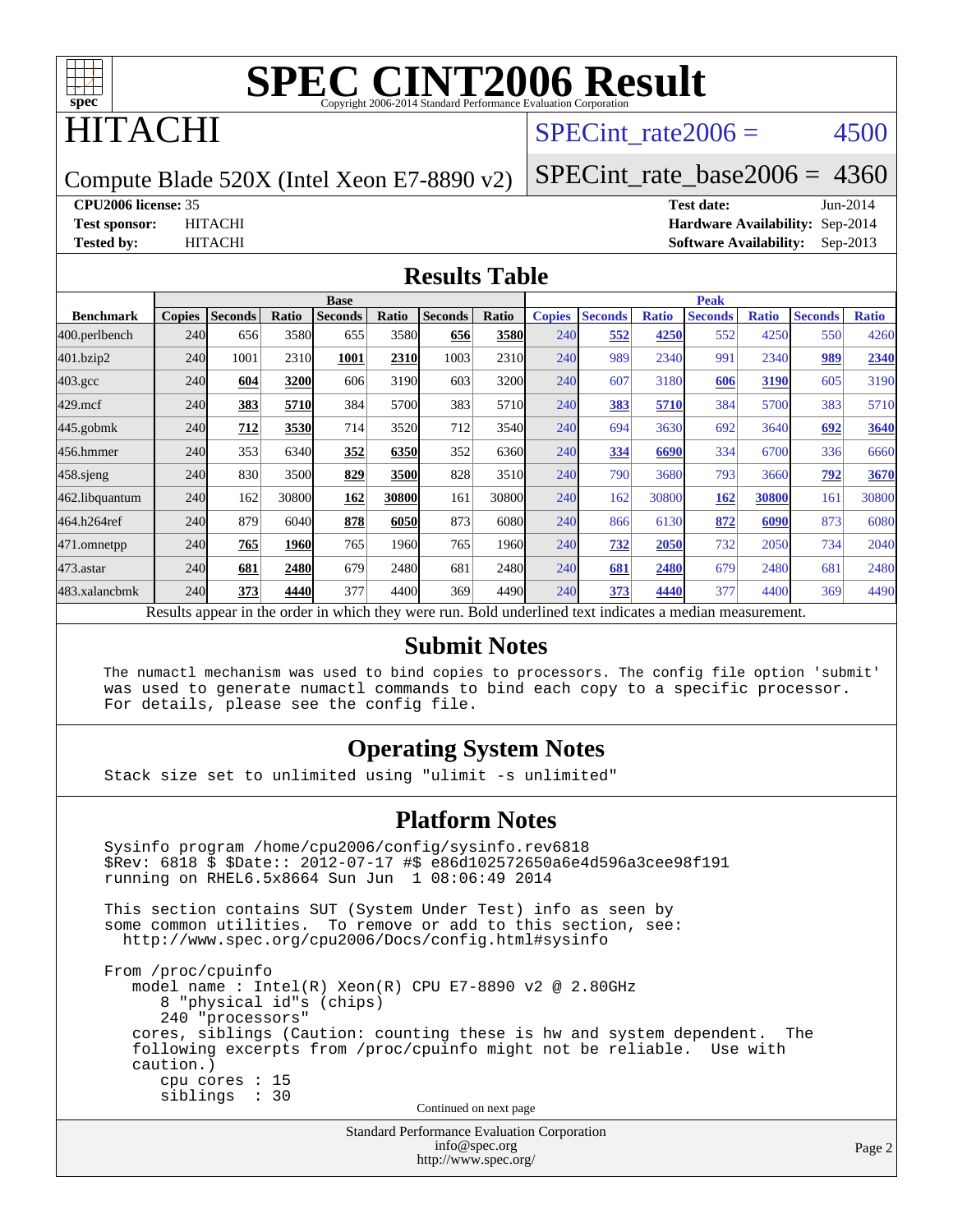# SPEC CINT2006 Result

Copyright 2006-2014 Standard Performance Evaluation Corporation

# HITACHI

Compute Blade 520X (Intel Xeon E7-8890 v2)

SPECint_rate2006 = 4500

SPECint_rate_base2006 = 4360

**CPU2006 license:** 35
**Test sponsor:** HITACHI
**Tested by:** HITACHI

**Test date:** Jun-2014
**Hardware Availability:** Sep-2014
**Software Availability:** Sep-2013

## Results Table

| | Base | | | | | | | | Peak | | | | | | | |
|---|---|---|---|---|---|---|---|---|---|---|---|---|---|---|---|---|
| **Benchmark** | **Copies** | **Seconds** | **Ratio** | **Seconds** | **Ratio** | **Seconds** | **Ratio** | | **Copies** | **Seconds** | **Ratio** | **Seconds** | **Ratio** | **Seconds** | **Ratio** |
| 400.perlbench | 240 | 656 | 3580 | 655 | 3580 | **656** | **3580** | | 240 | **552** | **4250** | 552 | 4250 | 550 | 4260 |
| 401.bzip2 | 240 | 1001 | 2310 | **1001** | **2310** | 1003 | 2310 | | 240 | 989 | 2340 | 991 | 2340 | **989** | **2340** |
| 403.gcc | 240 | **604** | **3200** | 606 | 3190 | 603 | 3200 | | 240 | 607 | 3180 | **606** | **3190** | 605 | 3190 |
| 429.mcf | 240 | **383** | **5710** | 384 | 5700 | 383 | 5710 | | 240 | **383** | **5710** | 384 | 5700 | 383 | 5710 |
| 445.gobmk | 240 | **712** | **3530** | 714 | 3520 | 712 | 3540 | | 240 | 694 | 3630 | 692 | 3640 | **692** | **3640** |
| 456.hmmer | 240 | 353 | 6340 | **352** | **6350** | 352 | 6360 | | 240 | **334** | **6690** | 334 | 6700 | 336 | 6660 |
| 458.sjeng | 240 | 830 | 3500 | **829** | **3500** | 828 | 3510 | | 240 | 790 | 3680 | 793 | 3660 | **792** | **3670** |
| 462.libquantum | 240 | 162 | 30800 | **162** | **30800** | 161 | 30800 | | 240 | 162 | 30800 | **162** | **30800** | 161 | 30800 |
| 464.h264ref | 240 | 879 | 6040 | **878** | **6050** | 873 | 6080 | | 240 | 866 | 6130 | **872** | **6090** | 873 | 6080 |
| 471.omnetpp | 240 | **765** | **1960** | 765 | 1960 | 765 | 1960 | | 240 | **732** | **2050** | 732 | 2050 | 734 | 2040 |
| 473.astar | 240 | **681** | **2480** | 679 | 2480 | 681 | 2480 | | 240 | **681** | **2480** | 679 | 2480 | 681 | 2480 |
| 483.xalancbmk | 240 | **373** | **4440** | 377 | 4400 | 369 | 4490 | | 240 | **373** | **4440** | 377 | 4400 | 369 | 4490 |

Results appear in the order in which they were run. Bold underlined text indicates a median measurement.

## Submit Notes

```
The numactl mechanism was used to bind copies to processors. The config file option 'submit'
was used to generate numactl commands to bind each copy to a specific processor.
For details, please see the config file.
```

## Operating System Notes

```
Stack size set to unlimited using "ulimit -s unlimited"
```

## Platform Notes

```
Sysinfo program /home/cpu2006/config/sysinfo.rev6818
$Rev: 6818 $ $Date:: 2012-07-17 #$ e86d102572650a6e4d596a3cee98f191
running on RHEL6.5x8664 Sun Jun  1 08:06:49 2014

This section contains SUT (System Under Test) info as seen by
some common utilities.  To remove or add to this section, see:
  http://www.spec.org/cpu2006/Docs/config.html#sysinfo

From /proc/cpuinfo
   model name : Intel(R) Xeon(R) CPU E7-8890 v2 @ 2.80GHz
      8 "physical id"s (chips)
      240 "processors"
   cores, siblings (Caution: counting these is hw and system dependent.  The
   following excerpts from /proc/cpuinfo might not be reliable.  Use with
   caution.)
      cpu cores : 15
      siblings  : 30
```

Continued on next page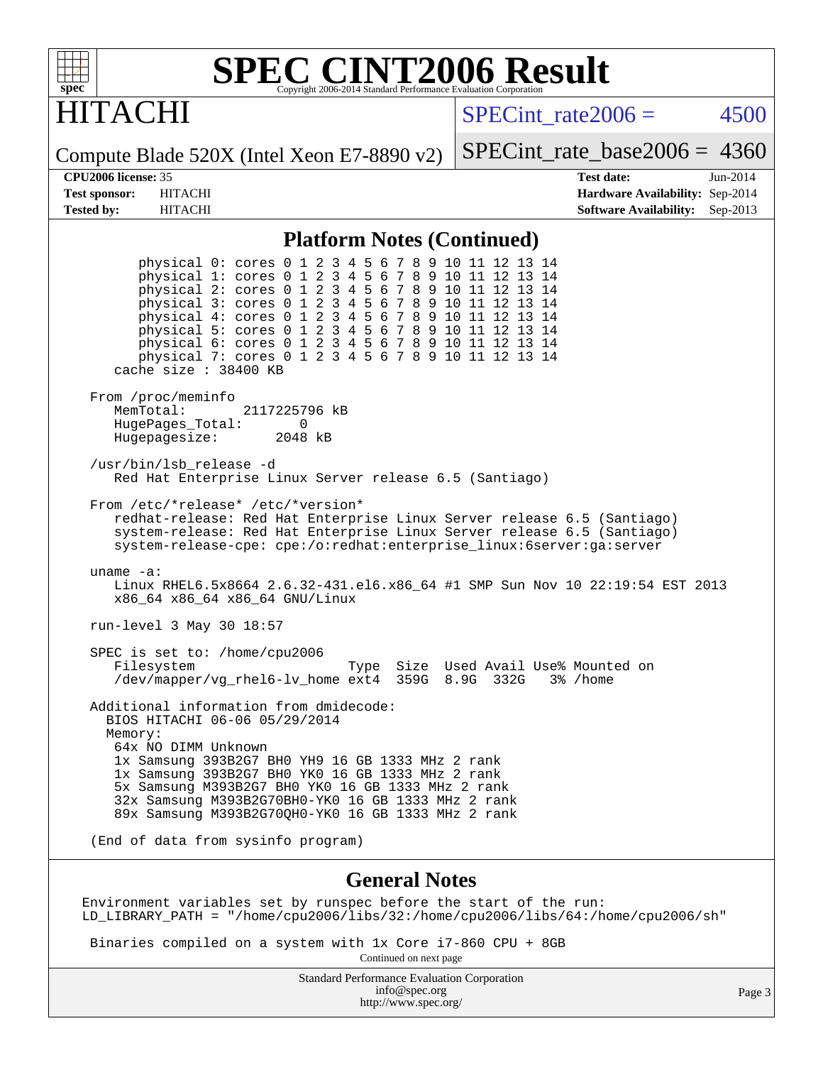# SPEC CINT2006 Result

HITACHI

Compute Blade 520X (Intel Xeon E7-8890 v2)

SPECint_rate2006 = 4500

SPECint_rate_base2006 = 4360

**CPU2006 license:** 35
**Test sponsor:** HITACHI
**Tested by:** HITACHI

**Test date:** Jun-2014
**Hardware Availability:** Sep-2014
**Software Availability:** Sep-2013

## Platform Notes (Continued)

```
        physical 0: cores 0 1 2 3 4 5 6 7 8 9 10 11 12 13 14
        physical 1: cores 0 1 2 3 4 5 6 7 8 9 10 11 12 13 14
        physical 2: cores 0 1 2 3 4 5 6 7 8 9 10 11 12 13 14
        physical 3: cores 0 1 2 3 4 5 6 7 8 9 10 11 12 13 14
        physical 4: cores 0 1 2 3 4 5 6 7 8 9 10 11 12 13 14
        physical 5: cores 0 1 2 3 4 5 6 7 8 9 10 11 12 13 14
        physical 6: cores 0 1 2 3 4 5 6 7 8 9 10 11 12 13 14
        physical 7: cores 0 1 2 3 4 5 6 7 8 9 10 11 12 13 14
     cache size : 38400 KB

  From /proc/meminfo
     MemTotal:       2117225796 kB
     HugePages_Total:       0
     Hugepagesize:       2048 kB

  /usr/bin/lsb_release -d
     Red Hat Enterprise Linux Server release 6.5 (Santiago)

  From /etc/*release* /etc/*version*
     redhat-release: Red Hat Enterprise Linux Server release 6.5 (Santiago)
     system-release: Red Hat Enterprise Linux Server release 6.5 (Santiago)
     system-release-cpe: cpe:/o:redhat:enterprise_linux:6server:ga:server

  uname -a:
     Linux RHEL6.5x8664 2.6.32-431.el6.x86_64 #1 SMP Sun Nov 10 22:19:54 EST 2013
     x86_64 x86_64 x86_64 GNU/Linux

  run-level 3 May 30 18:57

  SPEC is set to: /home/cpu2006
     Filesystem                    Type  Size  Used Avail Use% Mounted on
     /dev/mapper/vg_rhel6-lv_home ext4  359G  8.9G  332G   3% /home

  Additional information from dmidecode:
    BIOS HITACHI 06-06 05/29/2014
    Memory:
     64x NO DIMM Unknown
     1x Samsung 393B2G7 BH0 YH9 16 GB 1333 MHz 2 rank
     1x Samsung 393B2G7 BH0 YK0 16 GB 1333 MHz 2 rank
     5x Samsung M393B2G7 BH0 YK0 16 GB 1333 MHz 2 rank
     32x Samsung M393B2G70BH0-YK0 16 GB 1333 MHz 2 rank
     89x Samsung M393B2G70QH0-YK0 16 GB 1333 MHz 2 rank

  (End of data from sysinfo program)
```

## General Notes

```
 Environment variables set by runspec before the start of the run:
 LD_LIBRARY_PATH = "/home/cpu2006/libs/32:/home/cpu2006/libs/64:/home/cpu2006/sh"

  Binaries compiled on a system with 1x Core i7-860 CPU + 8GB
```

Continued on next page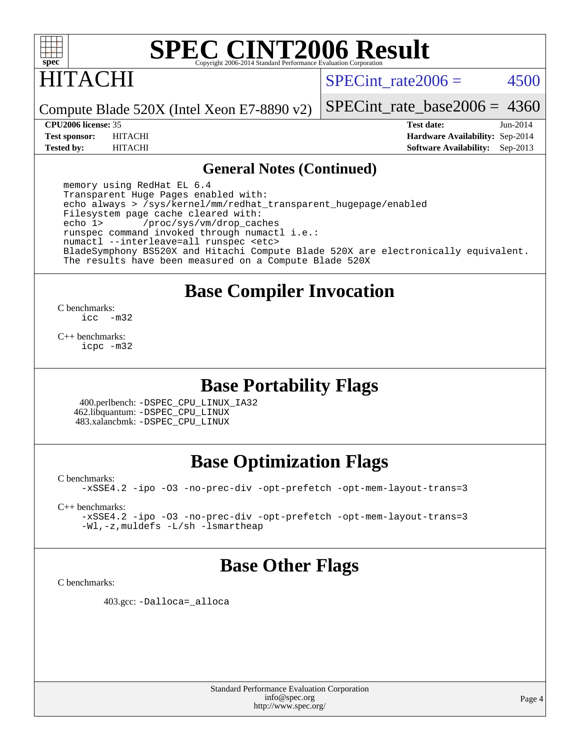# SPEC CINT2006 Result

Copyright 2006-2014 Standard Performance Evaluation Corporation

## HITACHI

Compute Blade 520X (Intel Xeon E7-8890 v2)

SPECint_rate2006 = 4500

SPECint_rate_base2006 = 4360

**CPU2006 license:** 35
**Test sponsor:** HITACHI
**Tested by:** HITACHI

**Test date:** Jun-2014
**Hardware Availability:** Sep-2014
**Software Availability:** Sep-2013

## General Notes (Continued)

```
memory using RedHat EL 6.4
Transparent Huge Pages enabled with:
echo always > /sys/kernel/mm/redhat_transparent_hugepage/enabled
Filesystem page cache cleared with:
echo 1>       /proc/sys/vm/drop_caches
runspec command invoked through numactl i.e.:
numactl --interleave=all runspec <etc>
BladeSymphony BS520X and Hitachi Compute Blade 520X are electronically equivalent.
The results have been measured on a Compute Blade 520X
```

## Base Compiler Invocation

C benchmarks:
    icc -m32

C++ benchmarks:
    icpc -m32

## Base Portability Flags

400.perlbench: -DSPEC_CPU_LINUX_IA32
462.libquantum: -DSPEC_CPU_LINUX
483.xalancbmk: -DSPEC_CPU_LINUX

## Base Optimization Flags

C benchmarks:
    -xSSE4.2 -ipo -O3 -no-prec-div -opt-prefetch -opt-mem-layout-trans=3

C++ benchmarks:
    -xSSE4.2 -ipo -O3 -no-prec-div -opt-prefetch -opt-mem-layout-trans=3
    -Wl,-z,muldefs -L/sh -lsmartheap

## Base Other Flags

C benchmarks:

403.gcc: -Dalloca=_alloca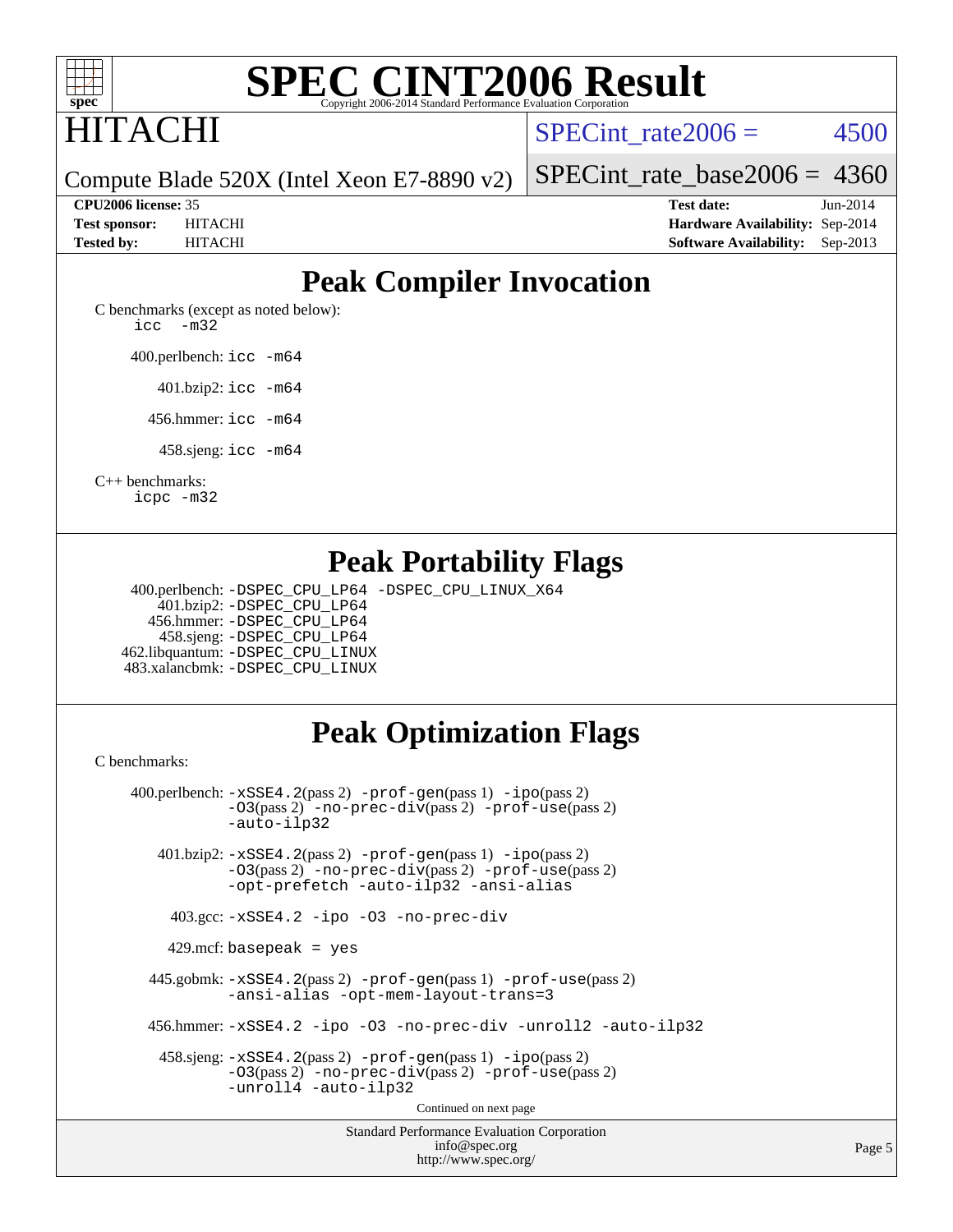# SPEC CINT2006 Result

Copyright 2006-2014 Standard Performance Evaluation Corporation

# HITACHI

Compute Blade 520X (Intel Xeon E7-8890 v2)

SPECint_rate2006 = 4500

SPECint_rate_base2006 = 4360

| | | | |
|---|---|---|---|
| **CPU2006 license:** 35 | | **Test date:** | Jun-2014 |
| **Test sponsor:** | HITACHI | **Hardware Availability:** | Sep-2014 |
| **Tested by:** | HITACHI | **Software Availability:** | Sep-2013 |

## Peak Compiler Invocation

C benchmarks (except as noted below):
icc -m32

400.perlbench: icc -m64

401.bzip2: icc -m64

456.hmmer: icc -m64

458.sjeng: icc -m64

C++ benchmarks:
icpc -m32

## Peak Portability Flags

400.perlbench: -DSPEC_CPU_LP64 -DSPEC_CPU_LINUX_X64
401.bzip2: -DSPEC_CPU_LP64
456.hmmer: -DSPEC_CPU_LP64
458.sjeng: -DSPEC_CPU_LP64
462.libquantum: -DSPEC_CPU_LINUX
483.xalancbmk: -DSPEC_CPU_LINUX

## Peak Optimization Flags

C benchmarks:

400.perlbench: -xSSE4.2(pass 2) -prof-gen(pass 1) -ipo(pass 2) -O3(pass 2) -no-prec-div(pass 2) -prof-use(pass 2) -auto-ilp32

401.bzip2: -xSSE4.2(pass 2) -prof-gen(pass 1) -ipo(pass 2) -O3(pass 2) -no-prec-div(pass 2) -prof-use(pass 2) -opt-prefetch -auto-ilp32 -ansi-alias

403.gcc: -xSSE4.2 -ipo -O3 -no-prec-div

429.mcf: basepeak = yes

445.gobmk: -xSSE4.2(pass 2) -prof-gen(pass 1) -prof-use(pass 2) -ansi-alias -opt-mem-layout-trans=3

456.hmmer: -xSSE4.2 -ipo -O3 -no-prec-div -unroll2 -auto-ilp32

458.sjeng: -xSSE4.2(pass 2) -prof-gen(pass 1) -ipo(pass 2) -O3(pass 2) -no-prec-div(pass 2) -prof-use(pass 2) -unroll4 -auto-ilp32

Continued on next page

Standard Performance Evaluation Corporation
info@spec.org
http://www.spec.org/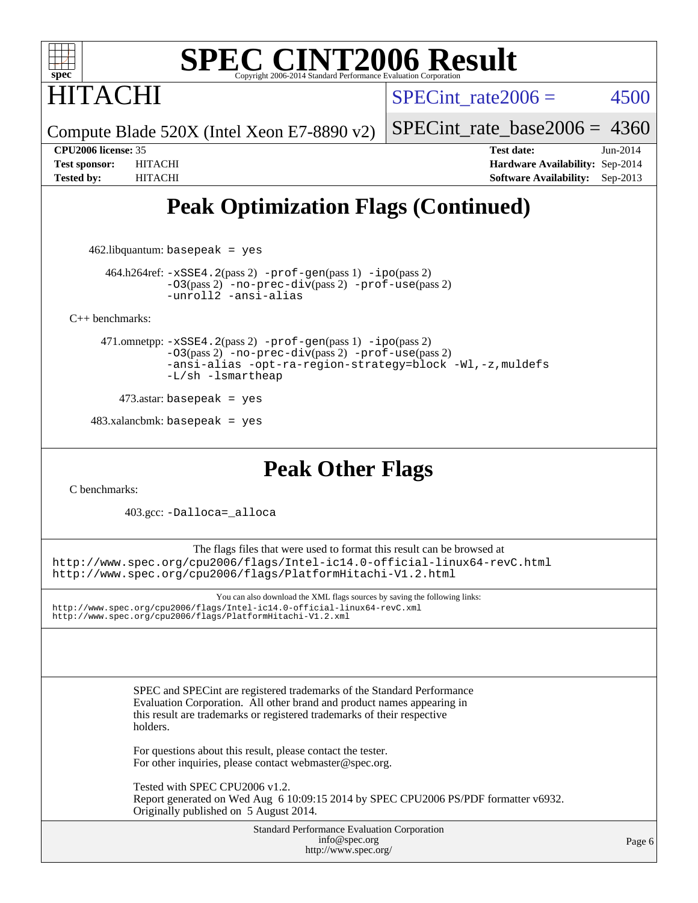# SPEC CINT2006 Result

Copyright 2006-2014 Standard Performance Evaluation Corporation

HITACHI

Compute Blade 520X (Intel Xeon E7-8890 v2)

SPECint_rate2006 = 4500

SPECint_rate_base2006 = 4360

**CPU2006 license:** 35
**Test sponsor:** HITACHI
**Tested by:** HITACHI

**Test date:** Jun-2014
**Hardware Availability:** Sep-2014
**Software Availability:** Sep-2013

## Peak Optimization Flags (Continued)

462.libquantum: `basepeak = yes`

464.h264ref: `-xSSE4.2`(pass 2) `-prof-gen`(pass 1) `-ipo`(pass 2) `-O3`(pass 2) `-no-prec-div`(pass 2) `-prof-use`(pass 2) `-unroll2 -ansi-alias`

C++ benchmarks:

471.omnetpp: `-xSSE4.2`(pass 2) `-prof-gen`(pass 1) `-ipo`(pass 2) `-O3`(pass 2) `-no-prec-div`(pass 2) `-prof-use`(pass 2) `-ansi-alias -opt-ra-region-strategy=block -Wl,-z,muldefs -L/sh -lsmartheap`

473.astar: `basepeak = yes`

483.xalancbmk: `basepeak = yes`

## Peak Other Flags

C benchmarks:

403.gcc: `-Dalloca=_alloca`

The flags files that were used to format this result can be browsed at
http://www.spec.org/cpu2006/flags/Intel-ic14.0-official-linux64-revC.html
http://www.spec.org/cpu2006/flags/PlatformHitachi-V1.2.html

You can also download the XML flags sources by saving the following links:
http://www.spec.org/cpu2006/flags/Intel-ic14.0-official-linux64-revC.xml
http://www.spec.org/cpu2006/flags/PlatformHitachi-V1.2.xml

SPEC and SPECint are registered trademarks of the Standard Performance Evaluation Corporation. All other brand and product names appearing in this result are trademarks or registered trademarks of their respective holders.

For questions about this result, please contact the tester.
For other inquiries, please contact webmaster@spec.org.

Tested with SPEC CPU2006 v1.2.
Report generated on Wed Aug 6 10:09:15 2014 by SPEC CPU2006 PS/PDF formatter v6932.
Originally published on 5 August 2014.